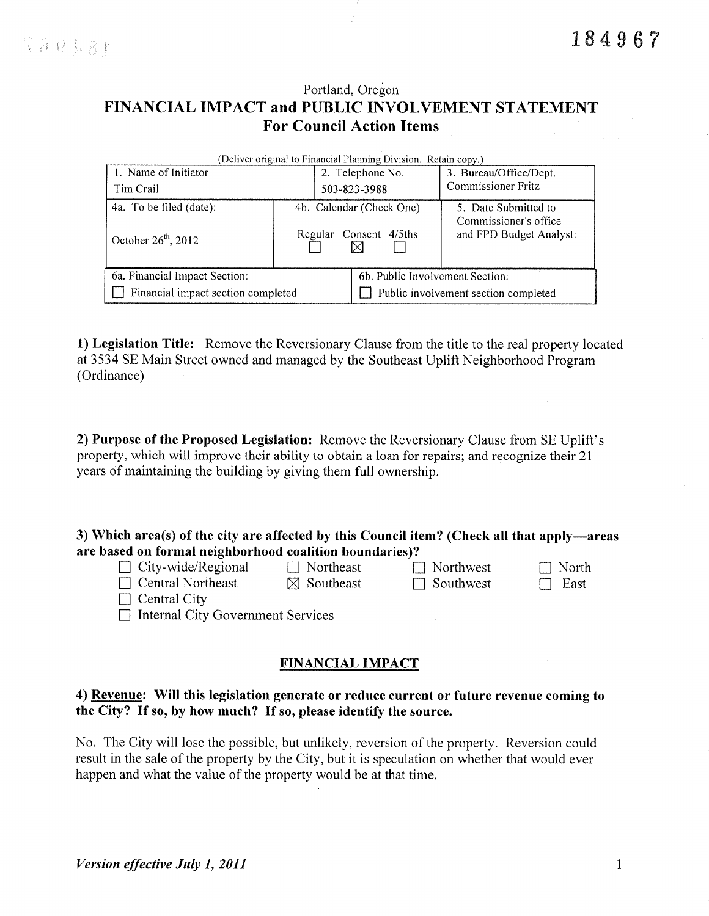184967

Portland, Oregon

# FINANCIAL IMPACT and PUBLIC INVOLVEMENT STATEMENT For Council Action Items

(Deliver original to Financial Planning Division. Retain copy.)

| 1. Name of Initiator | 2. Telephone No. | 3. Bureau/Office/Dept. |
|---|---|---|
| Tim Crail | 503-823-3988 | Commissioner Fritz |
| 4a. To be filed (date): October 26th, 2012 | 4b. Calendar (Check One) Regular ☐ Consent ☒ 4/5ths ☐ | 5. Date Submitted to Commissioner's office and FPD Budget Analyst: |
| 6a. Financial Impact Section: ☐ Financial impact section completed | 6b. Public Involvement Section: ☐ Public involvement section completed | |

**1) Legislation Title:** Remove the Reversionary Clause from the title to the real property located at 3534 SE Main Street owned and managed by the Southeast Uplift Neighborhood Program (Ordinance)

**2) Purpose of the Proposed Legislation:** Remove the Reversionary Clause from SE Uplift's property, which will improve their ability to obtain a loan for repairs; and recognize their 21 years of maintaining the building by giving them full ownership.

**3) Which area(s) of the city are affected by this Council item? (Check all that apply—areas are based on formal neighborhood coalition boundaries)?**

- ☐ City-wide/Regional
- ☐ Northeast
- ☐ Northwest
- ☐ North
- ☐ Central Northeast
- ☒ Southeast
- ☐ Southwest
- ☐ East
- ☐ Central City
- ☐ Internal City Government Services

## FINANCIAL IMPACT

**4) Revenue: Will this legislation generate or reduce current or future revenue coming to the City? If so, by how much? If so, please identify the source.**

No. The City will lose the possible, but unlikely, reversion of the property. Reversion could result in the sale of the property by the City, but it is speculation on whether that would ever happen and what the value of the property would be at that time.

*Version effective July 1, 2011*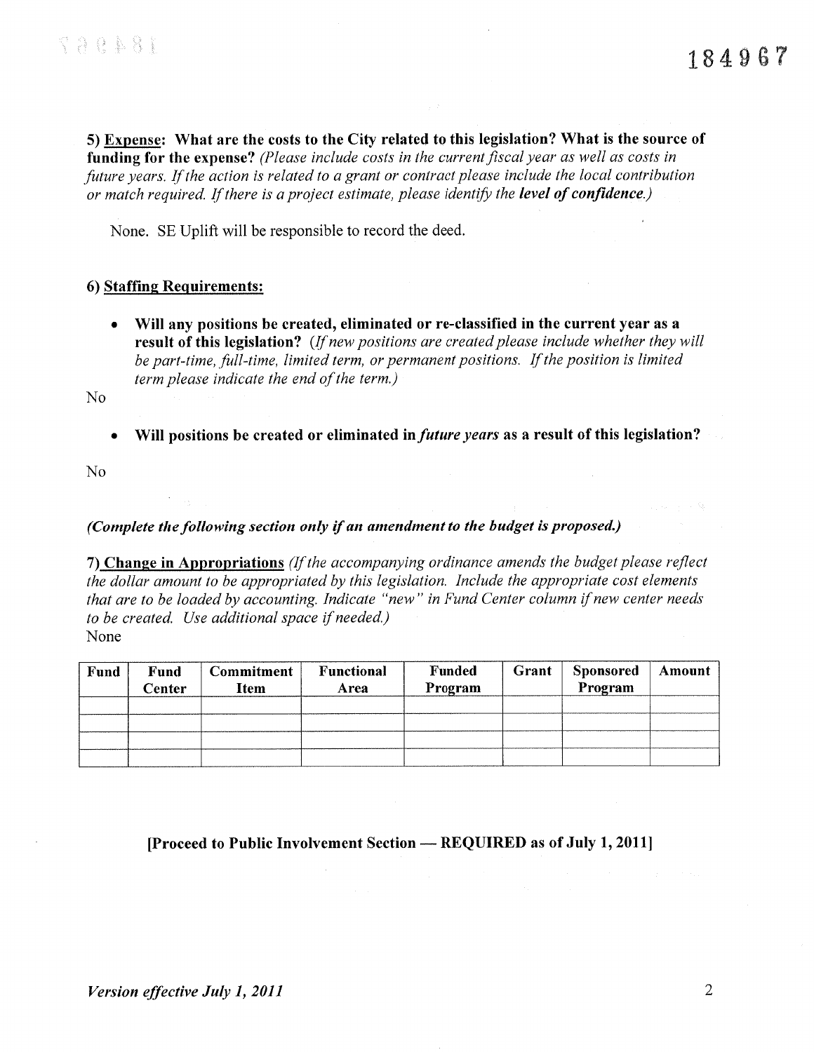184967

**5) <u>Expense</u>: What are the costs to the City related to this legislation? What is the source of funding for the expense?** *(Please include costs in the current fiscal year as well as costs in future years. If the action is related to a grant or contract please include the local contribution or match required. If there is a project estimate, please identify the* ***level of confidence****.)*

None. SE Uplift will be responsible to record the deed.

**6) <u>Staffing Requirements</u>:**

- **Will any positions be created, eliminated or re-classified in the current year as a result of this legislation?** *(If new positions are created please include whether they will be part-time, full-time, limited term, or permanent positions. If the position is limited term please indicate the end of the term.)*

No

- **Will positions be created or eliminated in** ***future years*** **as a result of this legislation?**

No

***(Complete the following section only if an amendment to the budget is proposed.)***

**7) <u>Change in Appropriations</u>** *(If the accompanying ordinance amends the budget please reflect the dollar amount to be appropriated by this legislation. Include the appropriate cost elements that are to be loaded by accounting. Indicate "new" in Fund Center column if new center needs to be created. Use additional space if needed.)*

None

| Fund | Fund Center | Commitment Item | Functional Area | Funded Program | Grant | Sponsored Program | Amount |
|---|---|---|---|---|---|---|---|
| | | | | | | | |
| | | | | | | | |
| | | | | | | | |
| | | | | | | | |

**[Proceed to Public Involvement Section — REQUIRED as of July 1, 2011]**

***Version effective July 1, 2011***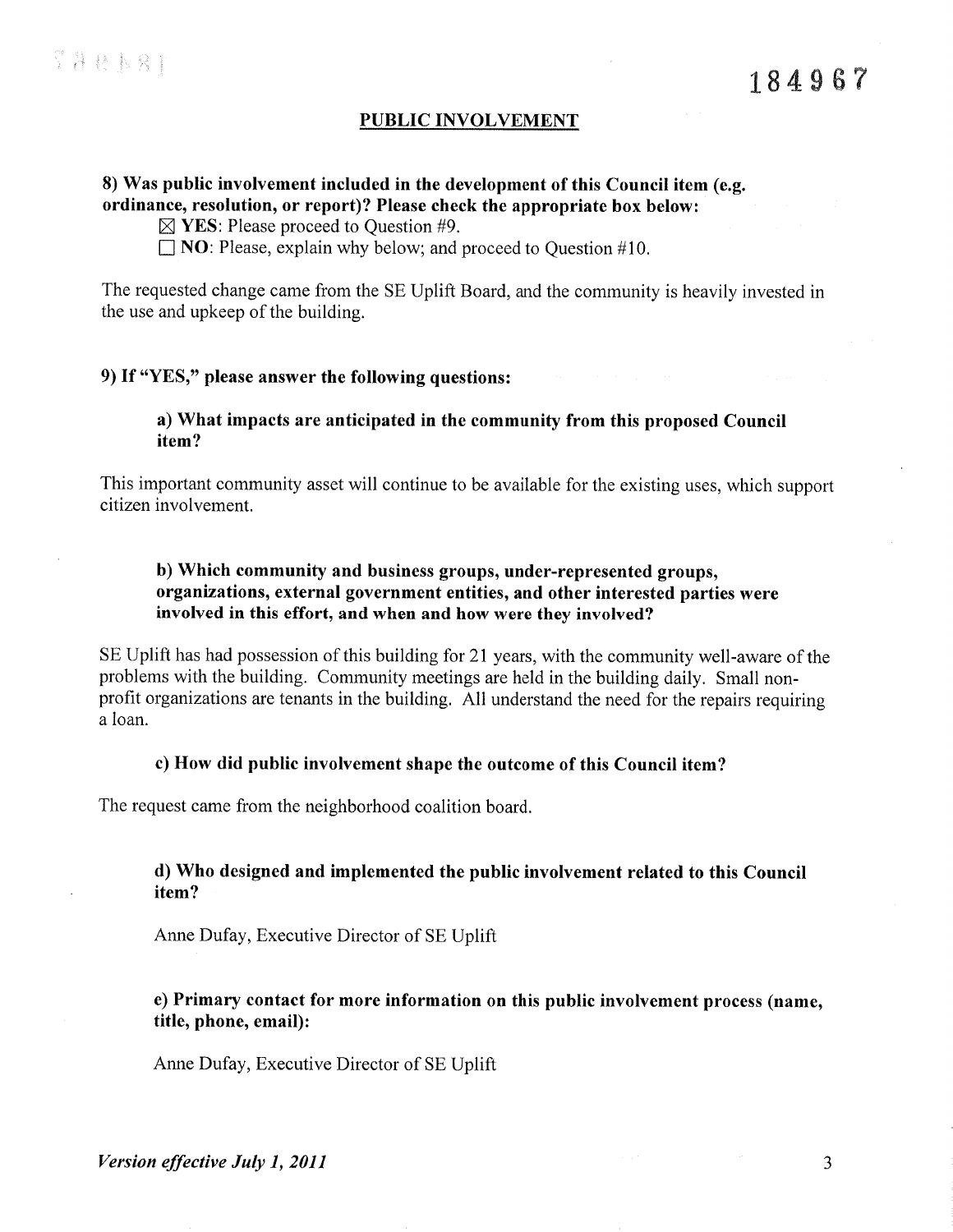184967

## PUBLIC INVOLVEMENT

**8) Was public involvement included in the development of this Council item (e.g. ordinance, resolution, or report)? Please check the appropriate box below:**

☒ **YES**: Please proceed to Question #9.

☐ **NO**: Please, explain why below; and proceed to Question #10.

The requested change came from the SE Uplift Board, and the community is heavily invested in the use and upkeep of the building.

**9) If "YES," please answer the following questions:**

**a) What impacts are anticipated in the community from this proposed Council item?**

This important community asset will continue to be available for the existing uses, which support citizen involvement.

**b) Which community and business groups, under-represented groups, organizations, external government entities, and other interested parties were involved in this effort, and when and how were they involved?**

SE Uplift has had possession of this building for 21 years, with the community well-aware of the problems with the building. Community meetings are held in the building daily. Small non-profit organizations are tenants in the building. All understand the need for the repairs requiring a loan.

**c) How did public involvement shape the outcome of this Council item?**

The request came from the neighborhood coalition board.

**d) Who designed and implemented the public involvement related to this Council item?**

Anne Dufay, Executive Director of SE Uplift

**e) Primary contact for more information on this public involvement process (name, title, phone, email):**

Anne Dufay, Executive Director of SE Uplift

*Version effective July 1, 2011*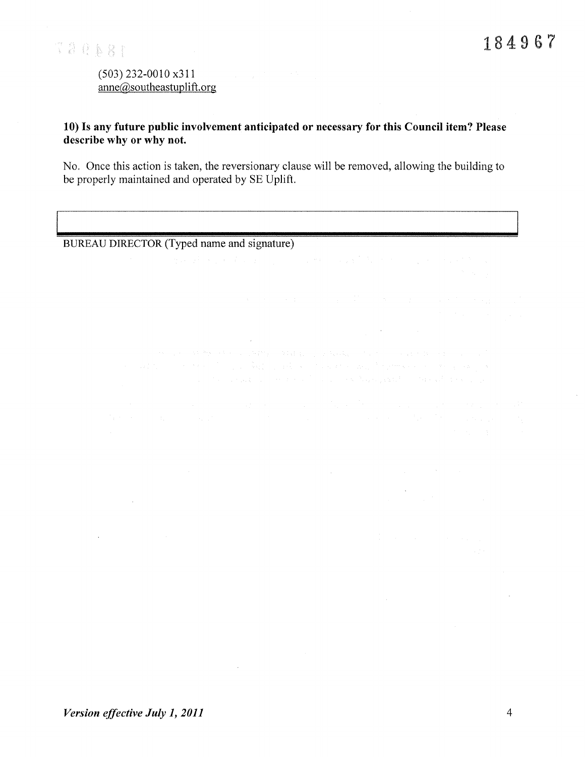(503) 232-0010 x311
anne@southeastuplift.org

**10) Is any future public involvement anticipated or necessary for this Council item? Please describe why or why not.**

No. Once this action is taken, the reversionary clause will be removed, allowing the building to be properly maintained and operated by SE Uplift.

BUREAU DIRECTOR (Typed name and signature)

*Version effective July 1, 2011*